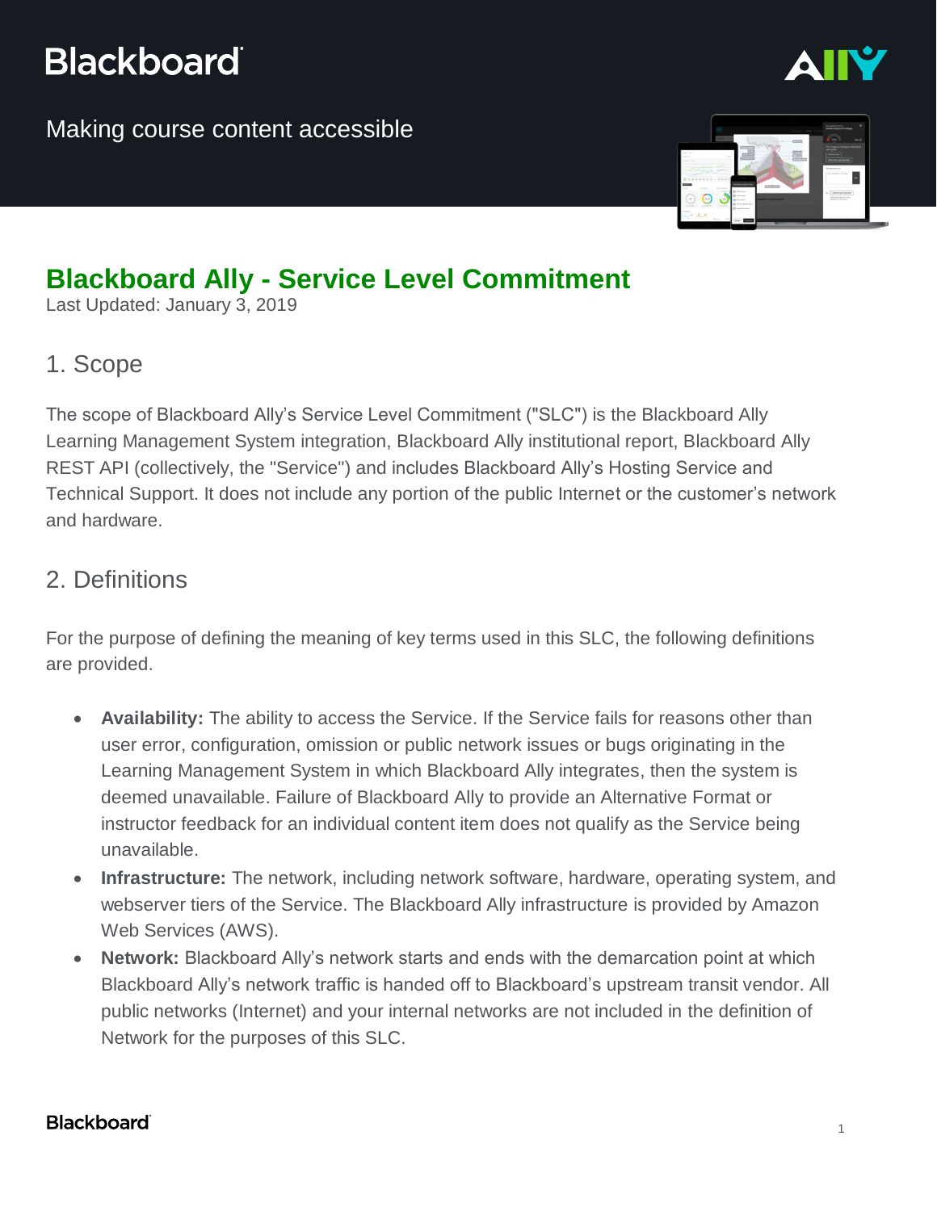Blackboard

Making course content accessible

# Blackboard Ally - Service Level Commitment

Last Updated: January 3, 2019

## 1. Scope

The scope of Blackboard Ally's Service Level Commitment ("SLC") is the Blackboard Ally Learning Management System integration, Blackboard Ally institutional report, Blackboard Ally REST API (collectively, the "Service") and includes Blackboard Ally's Hosting Service and Technical Support. It does not include any portion of the public Internet or the customer's network and hardware.

## 2. Definitions

For the purpose of defining the meaning of key terms used in this SLC, the following definitions are provided.

- **Availability:** The ability to access the Service. If the Service fails for reasons other than user error, configuration, omission or public network issues or bugs originating in the Learning Management System in which Blackboard Ally integrates, then the system is deemed unavailable. Failure of Blackboard Ally to provide an Alternative Format or instructor feedback for an individual content item does not qualify as the Service being unavailable.
- **Infrastructure:** The network, including network software, hardware, operating system, and webserver tiers of the Service. The Blackboard Ally infrastructure is provided by Amazon Web Services (AWS).
- **Network:** Blackboard Ally's network starts and ends with the demarcation point at which Blackboard Ally's network traffic is handed off to Blackboard's upstream transit vendor. All public networks (Internet) and your internal networks are not included in the definition of Network for the purposes of this SLC.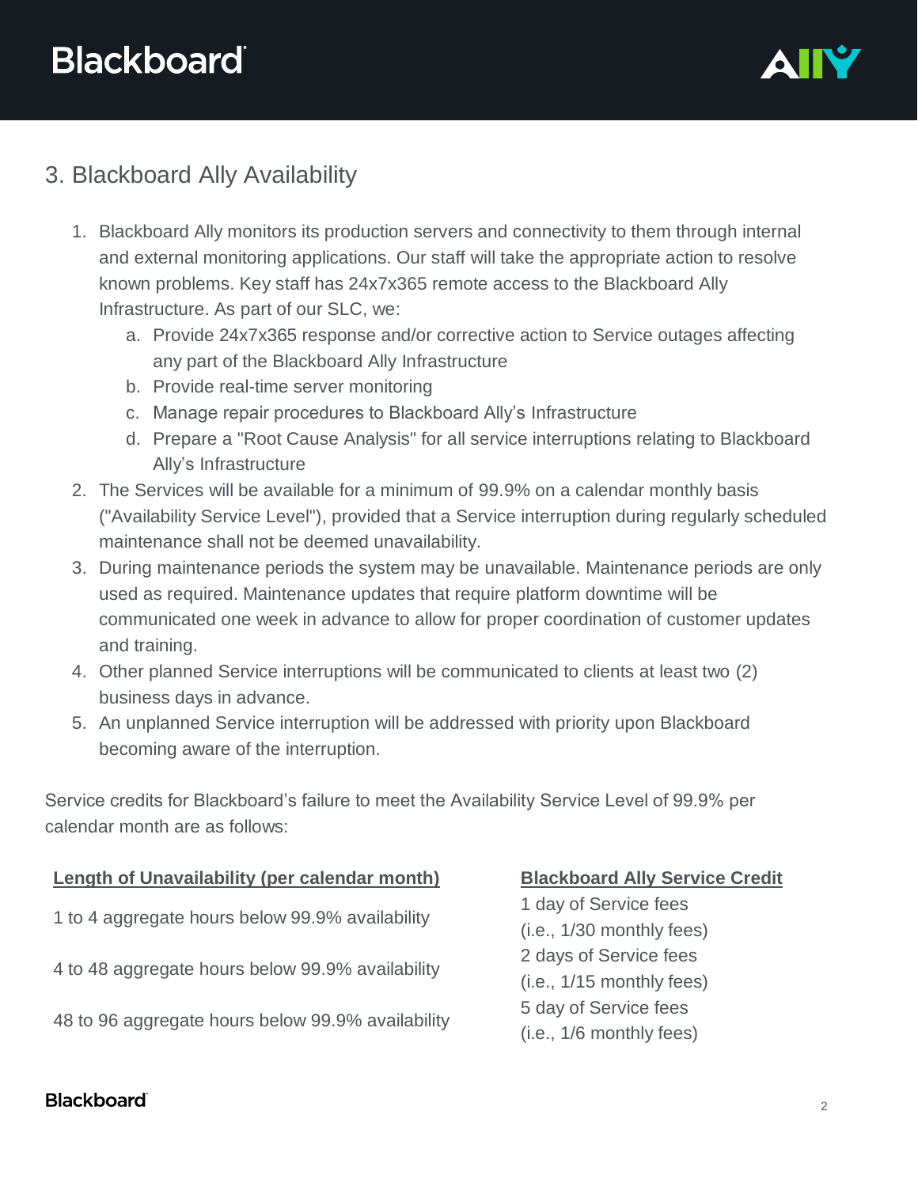## 3. Blackboard Ally Availability

1. Blackboard Ally monitors its production servers and connectivity to them through internal and external monitoring applications. Our staff will take the appropriate action to resolve known problems. Key staff has 24x7x365 remote access to the Blackboard Ally Infrastructure. As part of our SLC, we:
   a. Provide 24x7x365 response and/or corrective action to Service outages affecting any part of the Blackboard Ally Infrastructure
   b. Provide real-time server monitoring
   c. Manage repair procedures to Blackboard Ally's Infrastructure
   d. Prepare a "Root Cause Analysis" for all service interruptions relating to Blackboard Ally's Infrastructure
2. The Services will be available for a minimum of 99.9% on a calendar monthly basis ("Availability Service Level"), provided that a Service interruption during regularly scheduled maintenance shall not be deemed unavailability.
3. During maintenance periods the system may be unavailable. Maintenance periods are only used as required. Maintenance updates that require platform downtime will be communicated one week in advance to allow for proper coordination of customer updates and training.
4. Other planned Service interruptions will be communicated to clients at least two (2) business days in advance.
5. An unplanned Service interruption will be addressed with priority upon Blackboard becoming aware of the interruption.

Service credits for Blackboard's failure to meet the Availability Service Level of 99.9% per calendar month are as follows:

| Length of Unavailability (per calendar month) | Blackboard Ally Service Credit |
|---|---|
| 1 to 4 aggregate hours below 99.9% availability | 1 day of Service fees (i.e., 1/30 monthly fees) |
| 4 to 48 aggregate hours below 99.9% availability | 2 days of Service fees (i.e., 1/15 monthly fees) |
| 48 to 96 aggregate hours below 99.9% availability | 5 day of Service fees (i.e., 1/6 monthly fees) |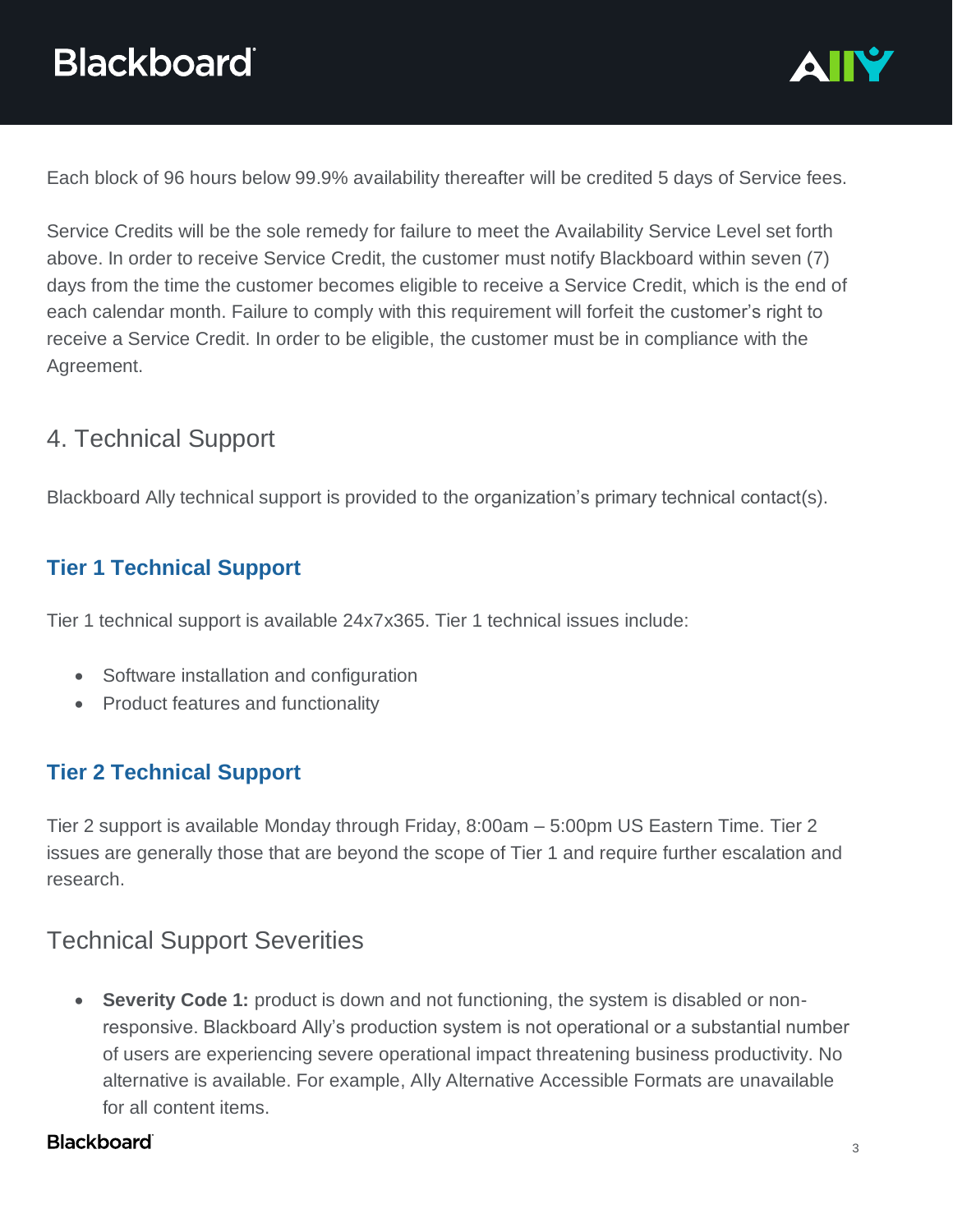Each block of 96 hours below 99.9% availability thereafter will be credited 5 days of Service fees.

Service Credits will be the sole remedy for failure to meet the Availability Service Level set forth above. In order to receive Service Credit, the customer must notify Blackboard within seven (7) days from the time the customer becomes eligible to receive a Service Credit, which is the end of each calendar month. Failure to comply with this requirement will forfeit the customer's right to receive a Service Credit. In order to be eligible, the customer must be in compliance with the Agreement.

## 4. Technical Support

Blackboard Ally technical support is provided to the organization's primary technical contact(s).

### Tier 1 Technical Support

Tier 1 technical support is available 24x7x365. Tier 1 technical issues include:

- Software installation and configuration
- Product features and functionality

### Tier 2 Technical Support

Tier 2 support is available Monday through Friday, 8:00am – 5:00pm US Eastern Time. Tier 2 issues are generally those that are beyond the scope of Tier 1 and require further escalation and research.

## Technical Support Severities

- **Severity Code 1:** product is down and not functioning, the system is disabled or non-responsive. Blackboard Ally's production system is not operational or a substantial number of users are experiencing severe operational impact threatening business productivity. No alternative is available. For example, Ally Alternative Accessible Formats are unavailable for all content items.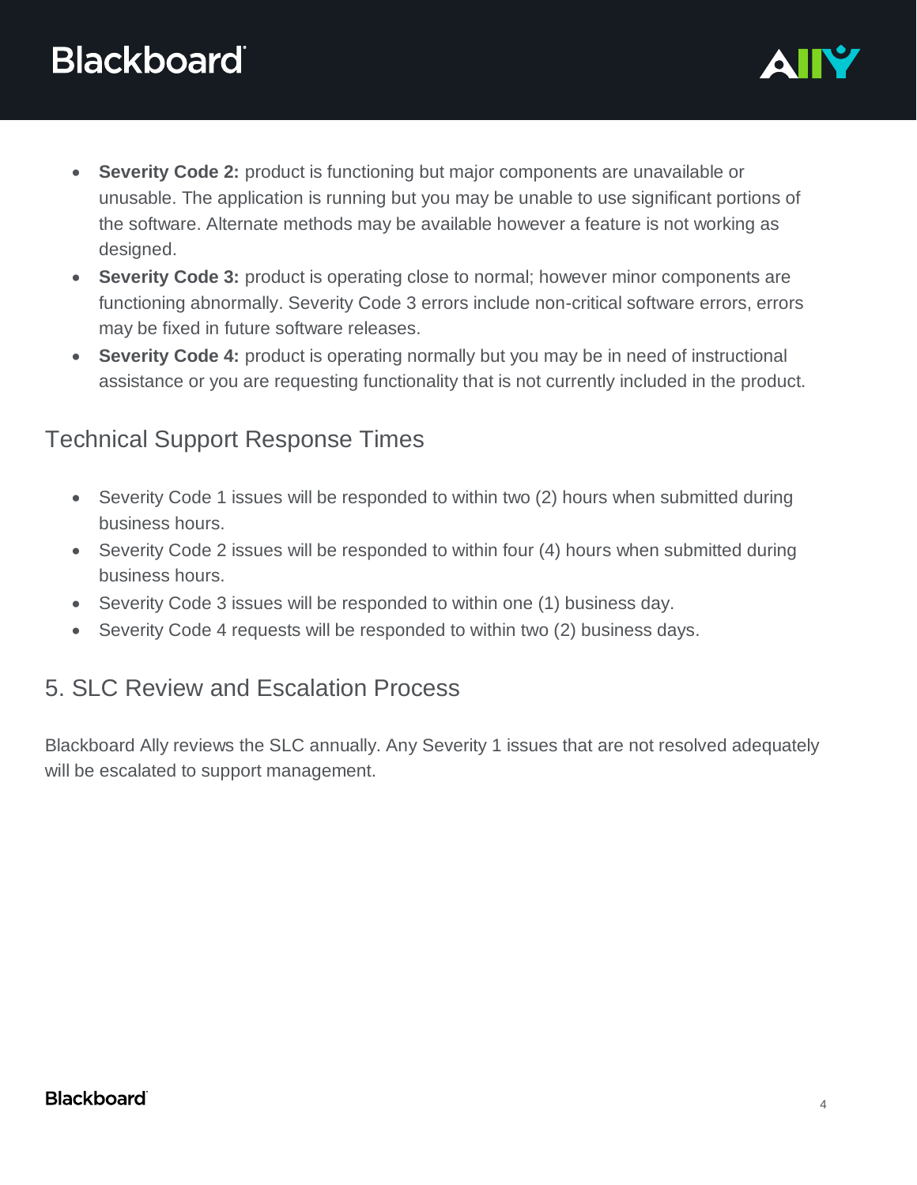- **Severity Code 2:** product is functioning but major components are unavailable or unusable. The application is running but you may be unable to use significant portions of the software. Alternate methods may be available however a feature is not working as designed.
- **Severity Code 3:** product is operating close to normal; however minor components are functioning abnormally. Severity Code 3 errors include non-critical software errors, errors may be fixed in future software releases.
- **Severity Code 4:** product is operating normally but you may be in need of instructional assistance or you are requesting functionality that is not currently included in the product.

## Technical Support Response Times

- Severity Code 1 issues will be responded to within two (2) hours when submitted during business hours.
- Severity Code 2 issues will be responded to within four (4) hours when submitted during business hours.
- Severity Code 3 issues will be responded to within one (1) business day.
- Severity Code 4 requests will be responded to within two (2) business days.

## 5. SLC Review and Escalation Process

Blackboard Ally reviews the SLC annually. Any Severity 1 issues that are not resolved adequately will be escalated to support management.